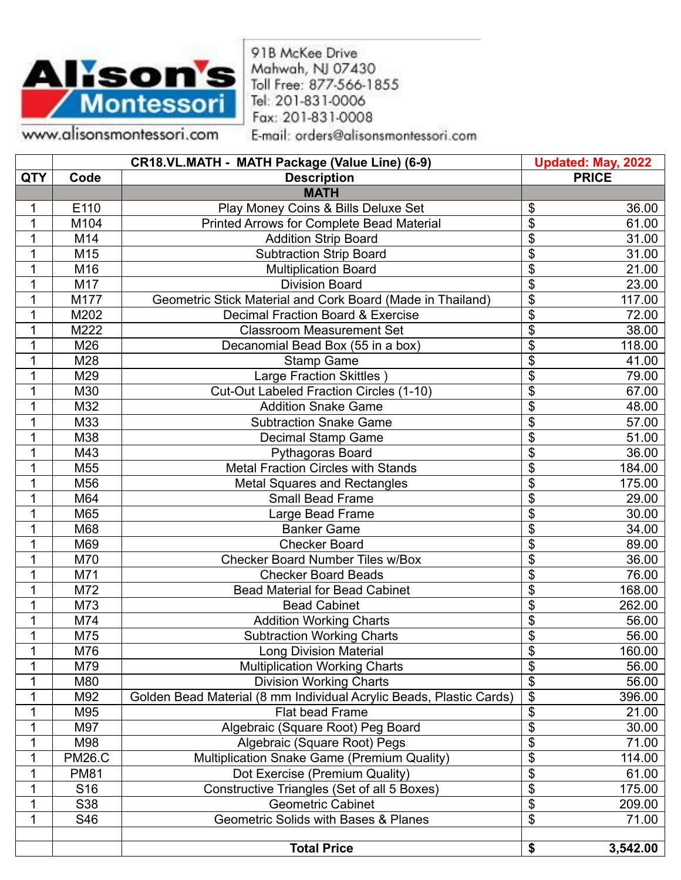Alison's Montessori

www.alisonsmontessori.com

91B McKee Drive
Mahwah, NJ 07430
Toll Free: 877-566-1855
Tel: 201-831-0006
Fax: 201-831-0008
E-mail: orders@alisonsmontessori.com

| | | CR18.VL.MATH - MATH Package (Value Line) (6-9) | Updated: May, 2022 |
|---|---|---|---|
| **QTY** | **Code** | **Description** | **PRICE** |
| | | **MATH** | |
| 1 | E110 | Play Money Coins & Bills Deluxe Set | $ 36.00 |
| 1 | M104 | Printed Arrows for Complete Bead Material | $ 61.00 |
| 1 | M14 | Addition Strip Board | $ 31.00 |
| 1 | M15 | Subtraction Strip Board | $ 31.00 |
| 1 | M16 | Multiplication Board | $ 21.00 |
| 1 | M17 | Division Board | $ 23.00 |
| 1 | M177 | Geometric Stick Material and Cork Board (Made in Thailand) | $ 117.00 |
| 1 | M202 | Decimal Fraction Board & Exercise | $ 72.00 |
| 1 | M222 | Classroom Measurement Set | $ 38.00 |
| 1 | M26 | Decanomial Bead Box (55 in a box) | $ 118.00 |
| 1 | M28 | Stamp Game | $ 41.00 |
| 1 | M29 | Large Fraction Skittles ) | $ 79.00 |
| 1 | M30 | Cut-Out Labeled Fraction Circles (1-10) | $ 67.00 |
| 1 | M32 | Addition Snake Game | $ 48.00 |
| 1 | M33 | Subtraction Snake Game | $ 57.00 |
| 1 | M38 | Decimal Stamp Game | $ 51.00 |
| 1 | M43 | Pythagoras Board | $ 36.00 |
| 1 | M55 | Metal Fraction Circles with Stands | $ 184.00 |
| 1 | M56 | Metal Squares and Rectangles | $ 175.00 |
| 1 | M64 | Small Bead Frame | $ 29.00 |
| 1 | M65 | Large Bead Frame | $ 30.00 |
| 1 | M68 | Banker Game | $ 34.00 |
| 1 | M69 | Checker Board | $ 89.00 |
| 1 | M70 | Checker Board Number Tiles w/Box | $ 36.00 |
| 1 | M71 | Checker Board Beads | $ 76.00 |
| 1 | M72 | Bead Material for Bead Cabinet | $ 168.00 |
| 1 | M73 | Bead Cabinet | $ 262.00 |
| 1 | M74 | Addition Working Charts | $ 56.00 |
| 1 | M75 | Subtraction Working Charts | $ 56.00 |
| 1 | M76 | Long Division Material | $ 160.00 |
| 1 | M79 | Multiplication Working Charts | $ 56.00 |
| 1 | M80 | Division Working Charts | $ 56.00 |
| 1 | M92 | Golden Bead Material (8 mm Individual Acrylic Beads, Plastic Cards) | $ 396.00 |
| 1 | M95 | Flat bead Frame | $ 21.00 |
| 1 | M97 | Algebraic (Square Root) Peg Board | $ 30.00 |
| 1 | M98 | Algebraic (Square Root) Pegs | $ 71.00 |
| 1 | PM26.C | Multiplication Snake Game (Premium Quality) | $ 114.00 |
| 1 | PM81 | Dot Exercise (Premium Quality) | $ 61.00 |
| 1 | S16 | Constructive Triangles (Set of all 5 Boxes) | $ 175.00 |
| 1 | S38 | Geometric Cabinet | $ 209.00 |
| 1 | S46 | Geometric Solids with Bases & Planes | $ 71.00 |
| | | | |
| | | **Total Price** | **$ 3,542.00** |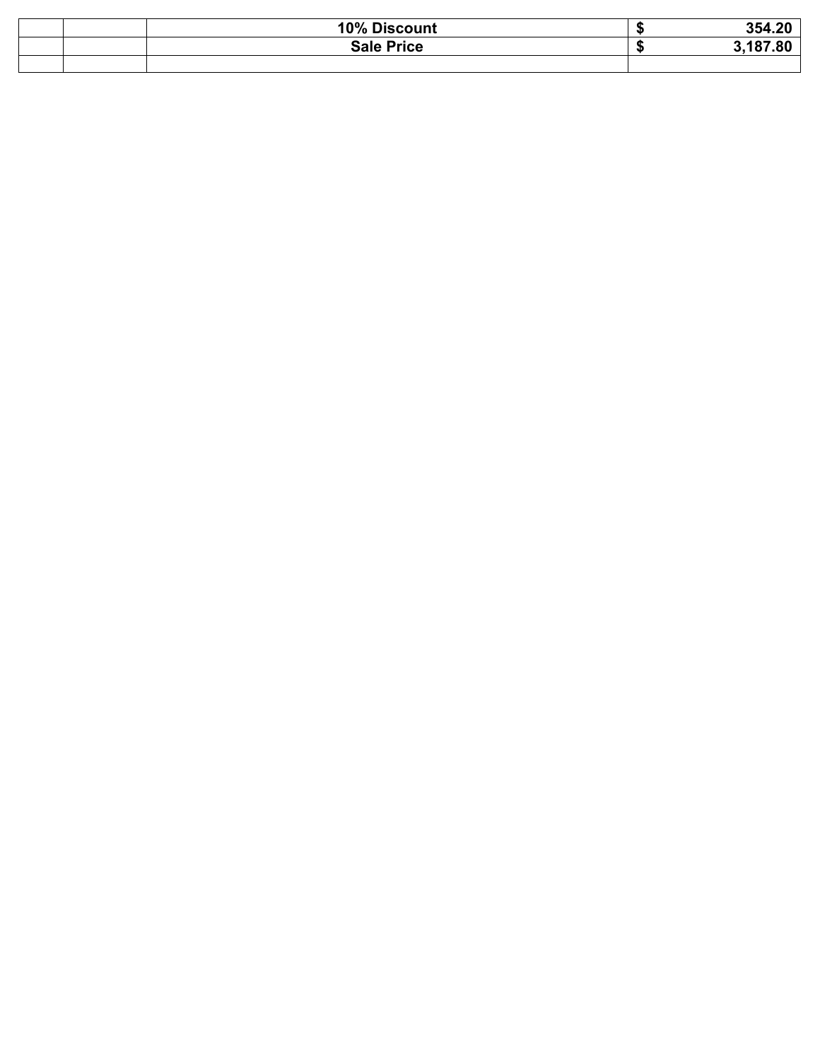| | | | |
|---|---|---|---|
| | | **10% Discount** | **$ 354.20** |
| | | **Sale Price** | **$ 3,187.80** |
| | | | |